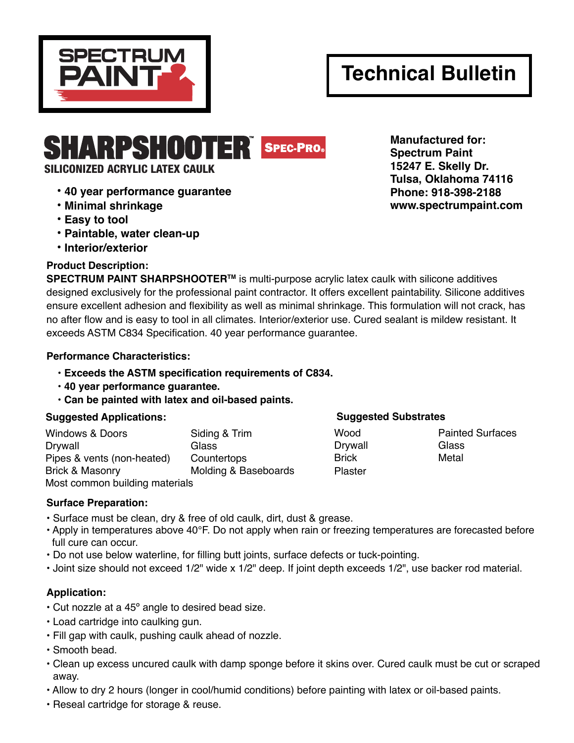SPECTRUM PAINT

# Technical Bulletin

## SHARPSHOOTER™ SPEC-PRO®

**SILICONIZED ACRYLIC LATEX CAULK**

- **40 year performance guarantee**
- **Minimal shrinkage**
- **Easy to tool**
- **Paintable, water clean-up**
- **Interior/exterior**

**Manufactured for:**
**Spectrum Paint**
**15247 E. Skelly Dr.**
**Tulsa, Oklahoma 74116**
**Phone: 918-398-2188**
**www.spectrumpaint.com**

### Product Description:

**SPECTRUM PAINT SHARPSHOOTER™** is multi-purpose acrylic latex caulk with silicone additives designed exclusively for the professional paint contractor. It offers excellent paintability. Silicone additives ensure excellent adhesion and flexibility as well as minimal shrinkage. This formulation will not crack, has no after flow and is easy to tool in all climates. Interior/exterior use. Cured sealant is mildew resistant. It exceeds ASTM C834 Specification. 40 year performance guarantee.

### Performance Characteristics:

- **Exceeds the ASTM specification requirements of C834.**
- **40 year performance guarantee.**
- **Can be painted with latex and oil-based paints.**

### Suggested Applications:

| | |
|---|---|
| Windows & Doors | Siding & Trim |
| Drywall | Glass |
| Pipes & vents (non-heated) | Countertops |
| Brick & Masonry | Molding & Baseboards |
| Most common building materials | |

### Suggested Substrates

| | |
|---|---|
| Wood | Painted Surfaces |
| Drywall | Glass |
| Brick | Metal |
| Plaster | |

### Surface Preparation:

- Surface must be clean, dry & free of old caulk, dirt, dust & grease.
- Apply in temperatures above 40°F. Do not apply when rain or freezing temperatures are forecasted before full cure can occur.
- Do not use below waterline, for filling butt joints, surface defects or tuck-pointing.
- Joint size should not exceed 1/2" wide x 1/2" deep. If joint depth exceeds 1/2", use backer rod material.

### Application:

- Cut nozzle at a 45° angle to desired bead size.
- Load cartridge into caulking gun.
- Fill gap with caulk, pushing caulk ahead of nozzle.
- Smooth bead.
- Clean up excess uncured caulk with damp sponge before it skins over. Cured caulk must be cut or scraped away.
- Allow to dry 2 hours (longer in cool/humid conditions) before painting with latex or oil-based paints.
- Reseal cartridge for storage & reuse.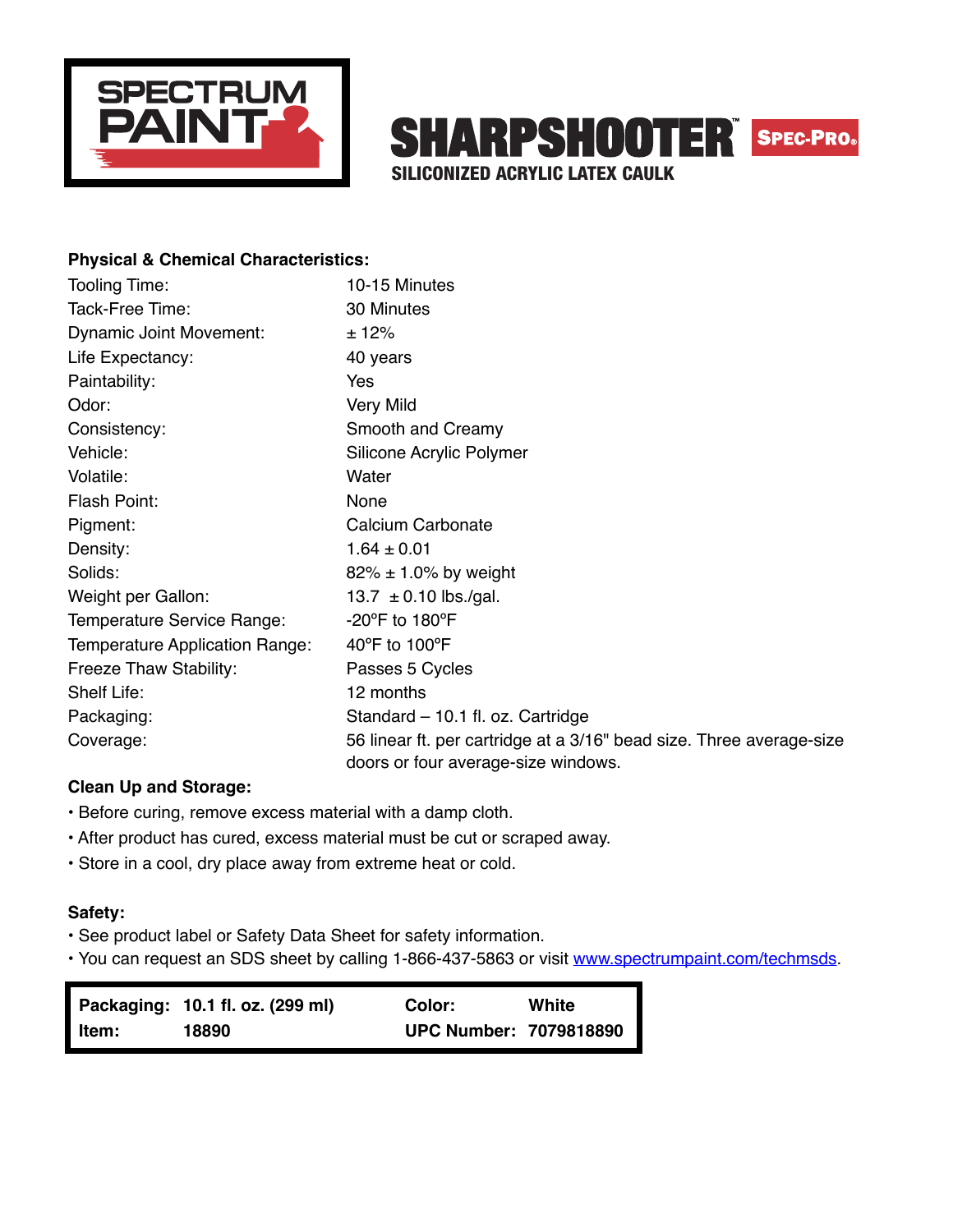SPECTRUM PAINT

# SHARPSHOOTER™ SPEC-PRO®

## SILICONIZED ACRYLIC LATEX CAULK

**Physical & Chemical Characteristics:**

| | |
|---|---|
| Tooling Time: | 10-15 Minutes |
| Tack-Free Time: | 30 Minutes |
| Dynamic Joint Movement: | ± 12% |
| Life Expectancy: | 40 years |
| Paintability: | Yes |
| Odor: | Very Mild |
| Consistency: | Smooth and Creamy |
| Vehicle: | Silicone Acrylic Polymer |
| Volatile: | Water |
| Flash Point: | None |
| Pigment: | Calcium Carbonate |
| Density: | 1.64 ± 0.01 |
| Solids: | 82% ± 1.0% by weight |
| Weight per Gallon: | 13.7 ± 0.10 lbs./gal. |
| Temperature Service Range: | -20°F to 180°F |
| Temperature Application Range: | 40°F to 100°F |
| Freeze Thaw Stability: | Passes 5 Cycles |
| Shelf Life: | 12 months |
| Packaging: | Standard – 10.1 fl. oz. Cartridge |
| Coverage: | 56 linear ft. per cartridge at a 3/16" bead size. Three average-size doors or four average-size windows. |

**Clean Up and Storage:**

- Before curing, remove excess material with a damp cloth.
- After product has cured, excess material must be cut or scraped away.
- Store in a cool, dry place away from extreme heat or cold.

**Safety:**

- See product label or Safety Data Sheet for safety information.
- You can request an SDS sheet by calling 1-866-437-5863 or visit www.spectrumpaint.com/techmsds.

| | | | |
|---|---|---|---|
| **Packaging:** | **10.1 fl. oz. (299 ml)** | **Color:** | **White** |
| **Item:** | **18890** | **UPC Number:** | **7079818890** |